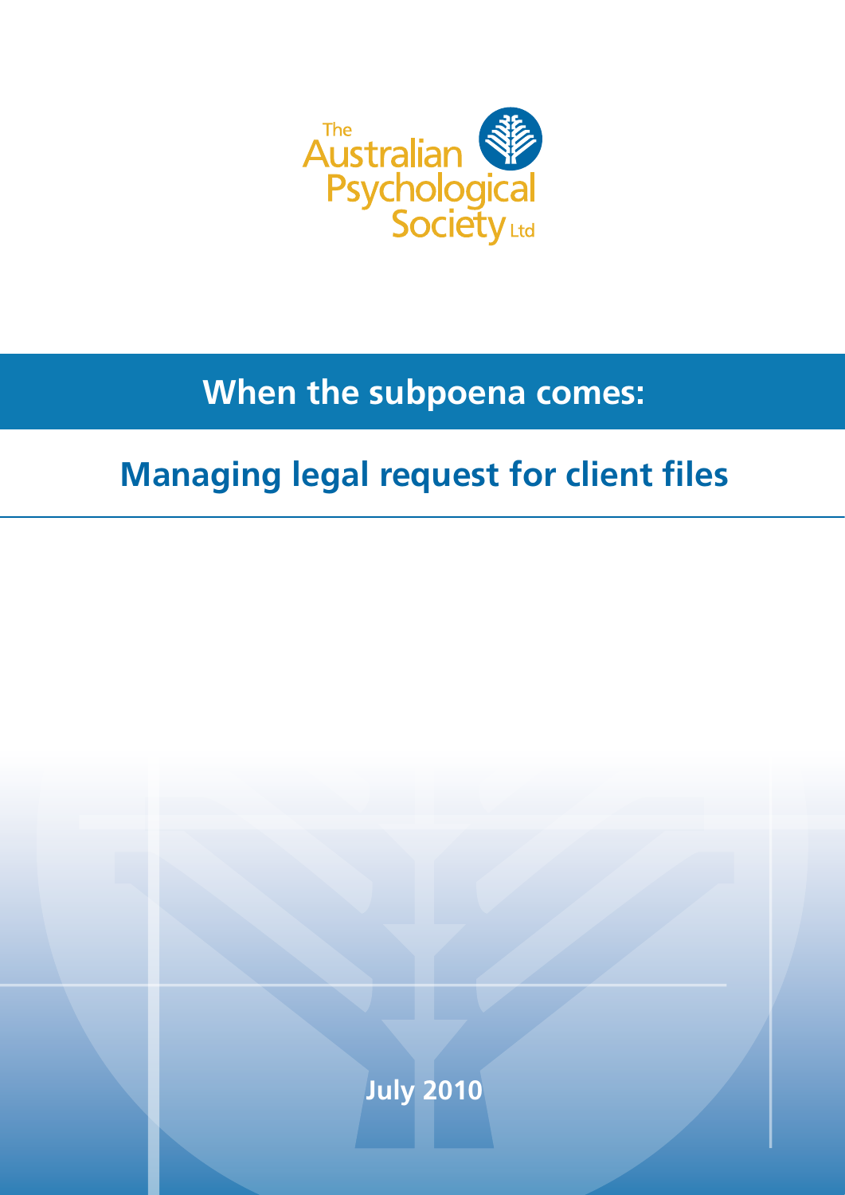The Australian Psychological Society Ltd

# When the subpoena comes:

## Managing legal request for client files

July 2010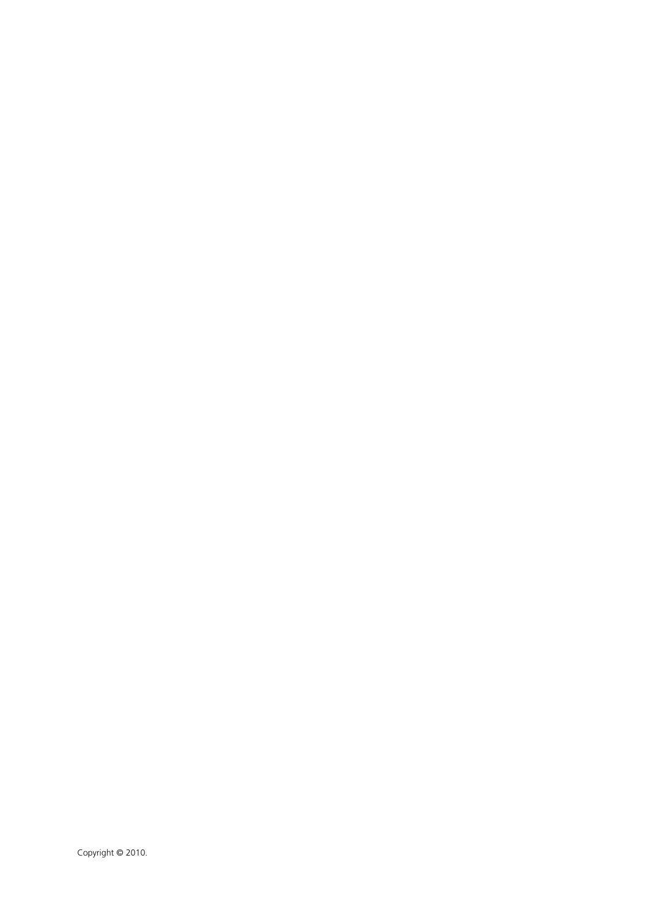Copyright © 2010.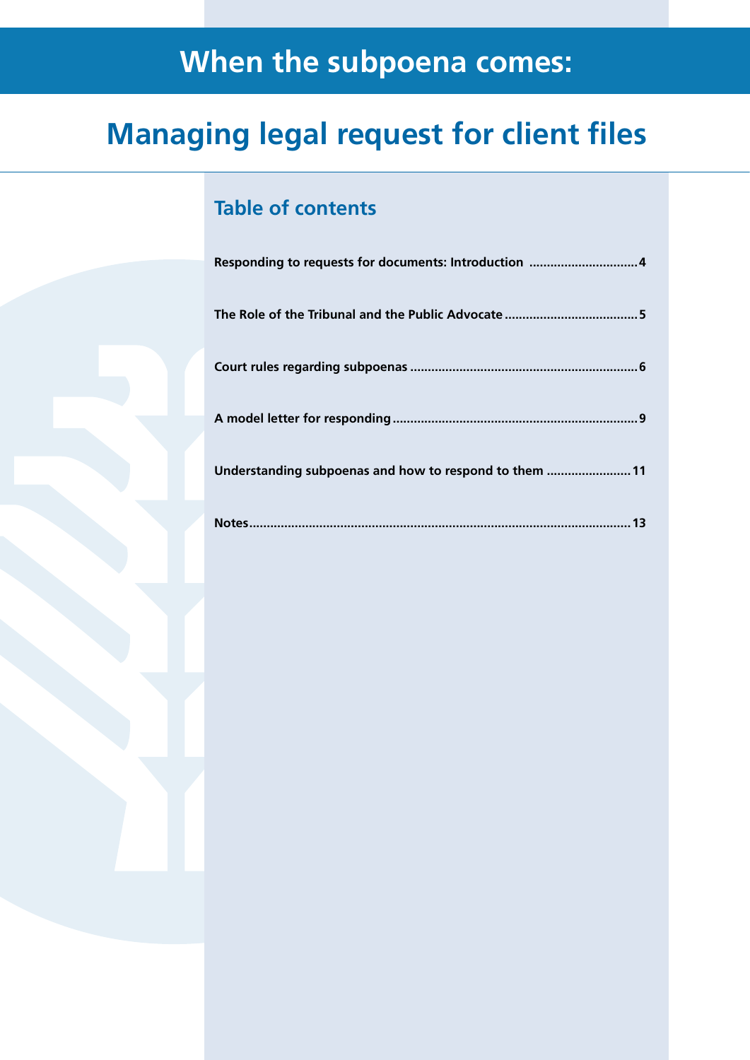# When the subpoena comes:

# Managing legal request for client files

## Table of contents

Responding to requests for documents: Introduction ..............................4

The Role of the Tribunal and the Public Advocate .....................................5

Court rules regarding subpoenas ................................................................6

A model letter for responding .....................................................................9

Understanding subpoenas and how to respond to them ........................11

Notes...........................................................................................................13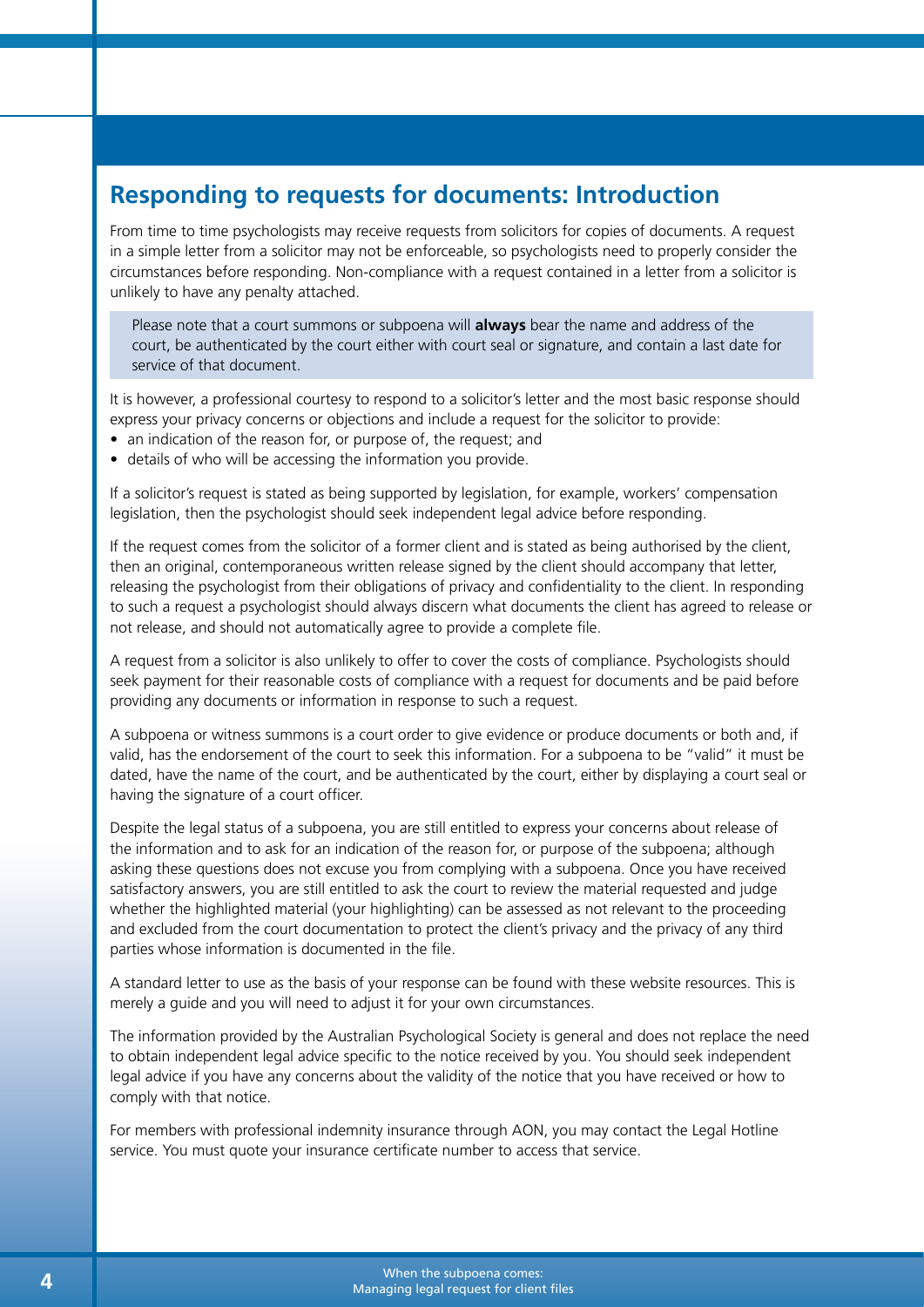## Responding to requests for documents: Introduction

From time to time psychologists may receive requests from solicitors for copies of documents. A request in a simple letter from a solicitor may not be enforceable, so psychologists need to properly consider the circumstances before responding. Non-compliance with a request contained in a letter from a solicitor is unlikely to have any penalty attached.

> Please note that a court summons or subpoena will **always** bear the name and address of the court, be authenticated by the court either with court seal or signature, and contain a last date for service of that document.

It is however, a professional courtesy to respond to a solicitor's letter and the most basic response should express your privacy concerns or objections and include a request for the solicitor to provide:

- an indication of the reason for, or purpose of, the request; and
- details of who will be accessing the information you provide.

If a solicitor's request is stated as being supported by legislation, for example, workers' compensation legislation, then the psychologist should seek independent legal advice before responding.

If the request comes from the solicitor of a former client and is stated as being authorised by the client, then an original, contemporaneous written release signed by the client should accompany that letter, releasing the psychologist from their obligations of privacy and confidentiality to the client. In responding to such a request a psychologist should always discern what documents the client has agreed to release or not release, and should not automatically agree to provide a complete file.

A request from a solicitor is also unlikely to offer to cover the costs of compliance. Psychologists should seek payment for their reasonable costs of compliance with a request for documents and be paid before providing any documents or information in response to such a request.

A subpoena or witness summons is a court order to give evidence or produce documents or both and, if valid, has the endorsement of the court to seek this information. For a subpoena to be "valid" it must be dated, have the name of the court, and be authenticated by the court, either by displaying a court seal or having the signature of a court officer.

Despite the legal status of a subpoena, you are still entitled to express your concerns about release of the information and to ask for an indication of the reason for, or purpose of the subpoena; although asking these questions does not excuse you from complying with a subpoena. Once you have received satisfactory answers, you are still entitled to ask the court to review the material requested and judge whether the highlighted material (your highlighting) can be assessed as not relevant to the proceeding and excluded from the court documentation to protect the client's privacy and the privacy of any third parties whose information is documented in the file.

A standard letter to use as the basis of your response can be found with these website resources. This is merely a guide and you will need to adjust it for your own circumstances.

The information provided by the Australian Psychological Society is general and does not replace the need to obtain independent legal advice specific to the notice received by you. You should seek independent legal advice if you have any concerns about the validity of the notice that you have received or how to comply with that notice.

For members with professional indemnity insurance through AON, you may contact the Legal Hotline service. You must quote your insurance certificate number to access that service.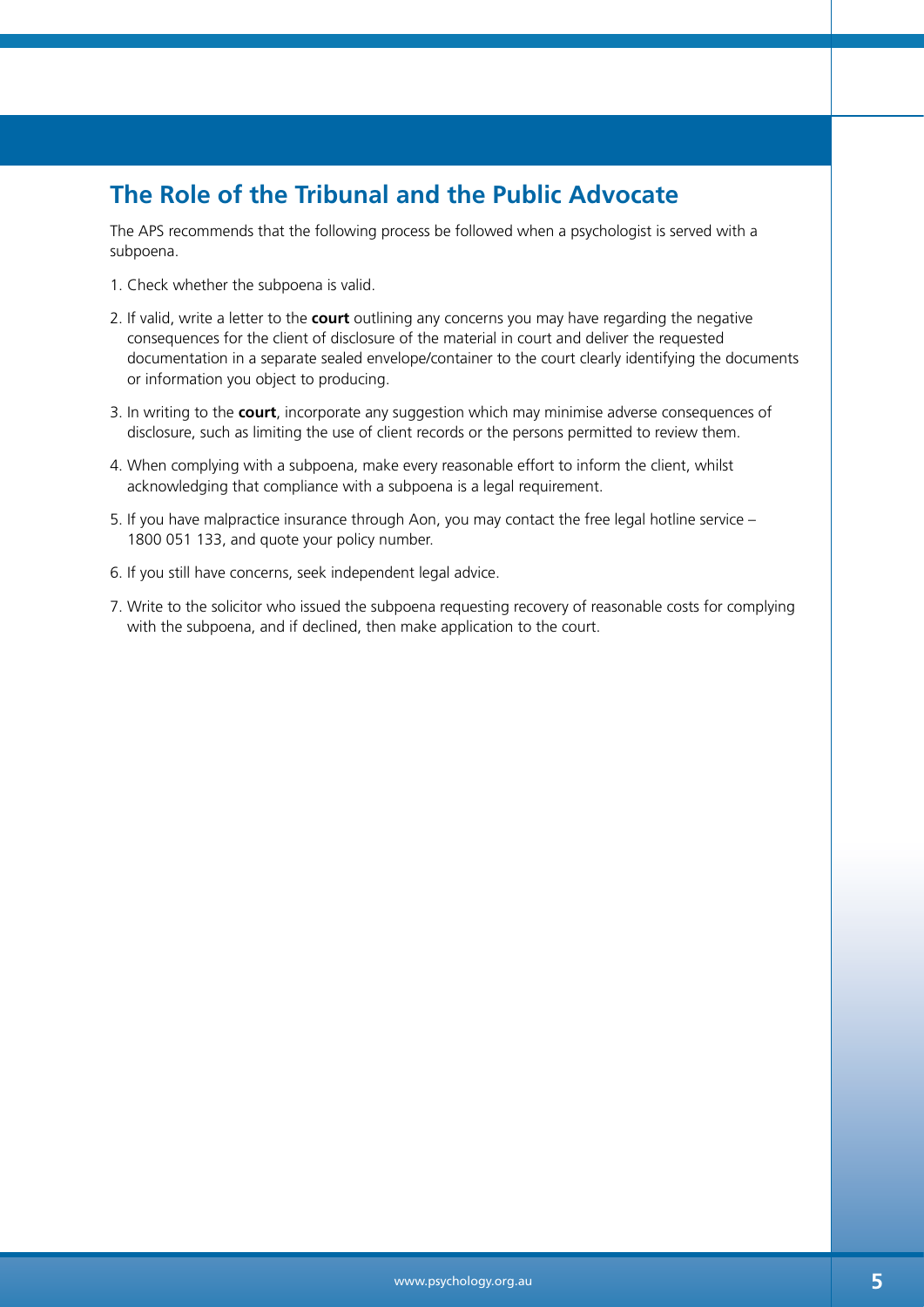## The Role of the Tribunal and the Public Advocate

The APS recommends that the following process be followed when a psychologist is served with a subpoena.

1. Check whether the subpoena is valid.
2. If valid, write a letter to the **court** outlining any concerns you may have regarding the negative consequences for the client of disclosure of the material in court and deliver the requested documentation in a separate sealed envelope/container to the court clearly identifying the documents or information you object to producing.
3. In writing to the **court**, incorporate any suggestion which may minimise adverse consequences of disclosure, such as limiting the use of client records or the persons permitted to review them.
4. When complying with a subpoena, make every reasonable effort to inform the client, whilst acknowledging that compliance with a subpoena is a legal requirement.
5. If you have malpractice insurance through Aon, you may contact the free legal hotline service – 1800 051 133, and quote your policy number.
6. If you still have concerns, seek independent legal advice.
7. Write to the solicitor who issued the subpoena requesting recovery of reasonable costs for complying with the subpoena, and if declined, then make application to the court.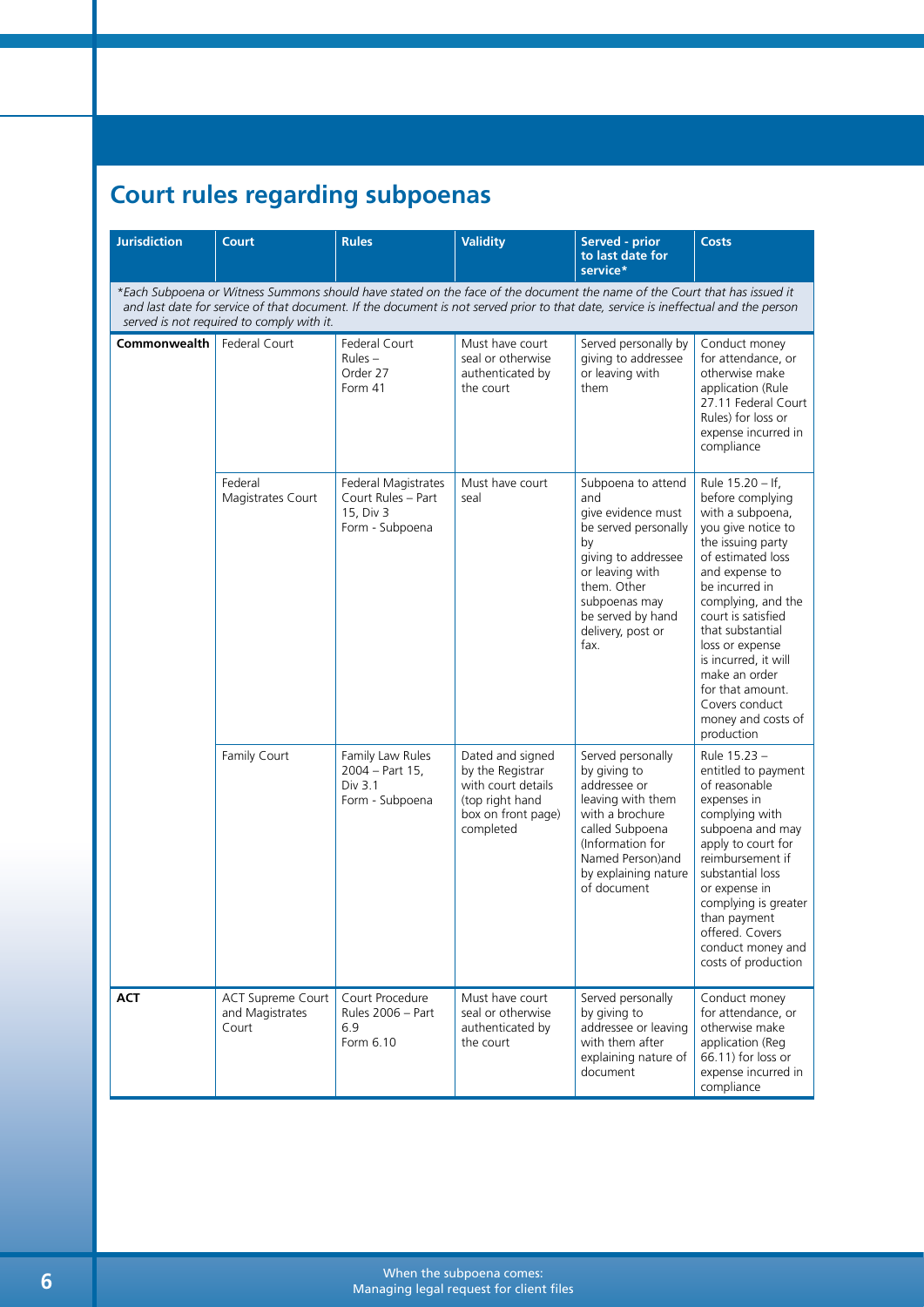## Court rules regarding subpoenas

| Jurisdiction | Court | Rules | Validity | Served - prior to last date for service* | Costs |
|---|---|---|---|---|---|
| *\*Each Subpoena or Witness Summons should have stated on the face of the document the name of the Court that has issued it and last date for service of that document. If the document is not served prior to that date, service is ineffectual and the person served is not required to comply with it.* | | | | | |
| **Commonwealth** | Federal Court | Federal Court Rules – Order 27 Form 41 | Must have court seal or otherwise authenticated by the court | Served personally by giving to addressee or leaving with them | Conduct money for attendance, or otherwise make application (Rule 27.11 Federal Court Rules) for loss or expense incurred in compliance |
| | Federal Magistrates Court | Federal Magistrates Court Rules – Part 15, Div 3 Form - Subpoena | Must have court seal | Subpoena to attend and give evidence must be served personally by giving to addressee or leaving with them. Other subpoenas may be served by hand delivery, post or fax. | Rule 15.20 – If, before complying with a subpoena, you give notice to the issuing party of estimated loss and expense to be incurred in complying, and the court is satisfied that substantial loss or expense is incurred, it will make an order for that amount. Covers conduct money and costs of production |
| | Family Court | Family Law Rules 2004 – Part 15, Div 3.1 Form - Subpoena | Dated and signed by the Registrar with court details (top right hand box on front page) completed | Served personally by giving to addressee or leaving with them with a brochure called Subpoena (Information for Named Person)and by explaining nature of document | Rule 15.23 – entitled to payment of reasonable expenses in complying with subpoena and may apply to court for reimbursement if substantial loss or expense in complying is greater than payment offered. Covers conduct money and costs of production |
| **ACT** | ACT Supreme Court and Magistrates Court | Court Procedure Rules 2006 – Part 6.9 Form 6.10 | Must have court seal or otherwise authenticated by the court | Served personally by giving to addressee or leaving with them after explaining nature of document | Conduct money for attendance, or otherwise make application (Reg 66.11) for loss or expense incurred in compliance |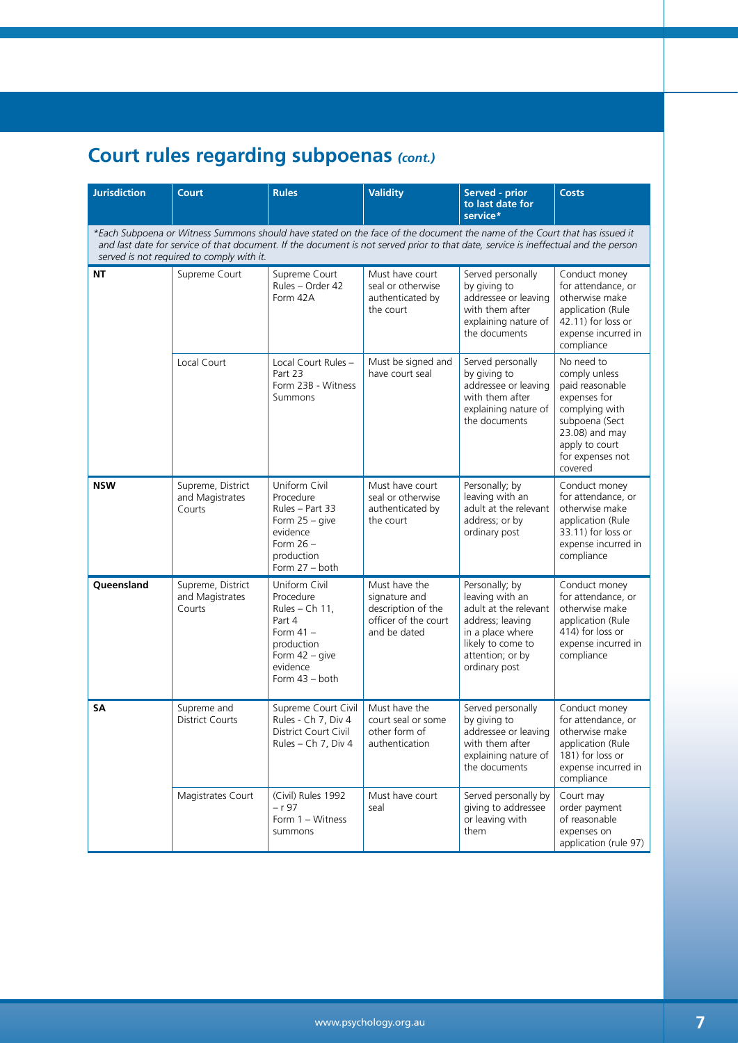## Court rules regarding subpoenas *(cont.)*

| Jurisdiction | Court | Rules | Validity | Served - prior to last date for service* | Costs |
|---|---|---|---|---|---|
| *\*Each Subpoena or Witness Summons should have stated on the face of the document the name of the Court that has issued it and last date for service of that document. If the document is not served prior to that date, service is ineffectual and the person served is not required to comply with it.* | | | | | |
| **NT** | Supreme Court | Supreme Court Rules – Order 42 Form 42A | Must have court seal or otherwise authenticated by the court | Served personally by giving to addressee or leaving with them after explaining nature of the documents | Conduct money for attendance, or otherwise make application (Rule 42.11) for loss or expense incurred in compliance |
| | Local Court | Local Court Rules – Part 23 Form 23B - Witness Summons | Must be signed and have court seal | Served personally by giving to addressee or leaving with them after explaining nature of the documents | No need to comply unless paid reasonable expenses for complying with subpoena (Sect 23.08) and may apply to court for expenses not covered |
| **NSW** | Supreme, District and Magistrates Courts | Uniform Civil Procedure Rules – Part 33 Form 25 – give evidence Form 26 – production Form 27 – both | Must have court seal or otherwise authenticated by the court | Personally; by leaving with an adult at the relevant address; or by ordinary post | Conduct money for attendance, or otherwise make application (Rule 33.11) for loss or expense incurred in compliance |
| **Queensland** | Supreme, District and Magistrates Courts | Uniform Civil Procedure Rules – Ch 11, Part 4 Form 41 – production Form 42 – give evidence Form 43 – both | Must have the signature and description of the officer of the court and be dated | Personally; by leaving with an adult at the relevant address; leaving in a place where likely to come to attention; or by ordinary post | Conduct money for attendance, or otherwise make application (Rule 414) for loss or expense incurred in compliance |
| **SA** | Supreme and District Courts | Supreme Court Civil Rules - Ch 7, Div 4 District Court Civil Rules – Ch 7, Div 4 | Must have the court seal or some other form of authentication | Served personally by giving to addressee or leaving with them after explaining nature of the documents | Conduct money for attendance, or otherwise make application (Rule 181) for loss or expense incurred in compliance |
| | Magistrates Court | (Civil) Rules 1992 – r 97 Form 1 – Witness summons | Must have court seal | Served personally by giving to addressee or leaving with them | Court may order payment of reasonable expenses on application (rule 97) |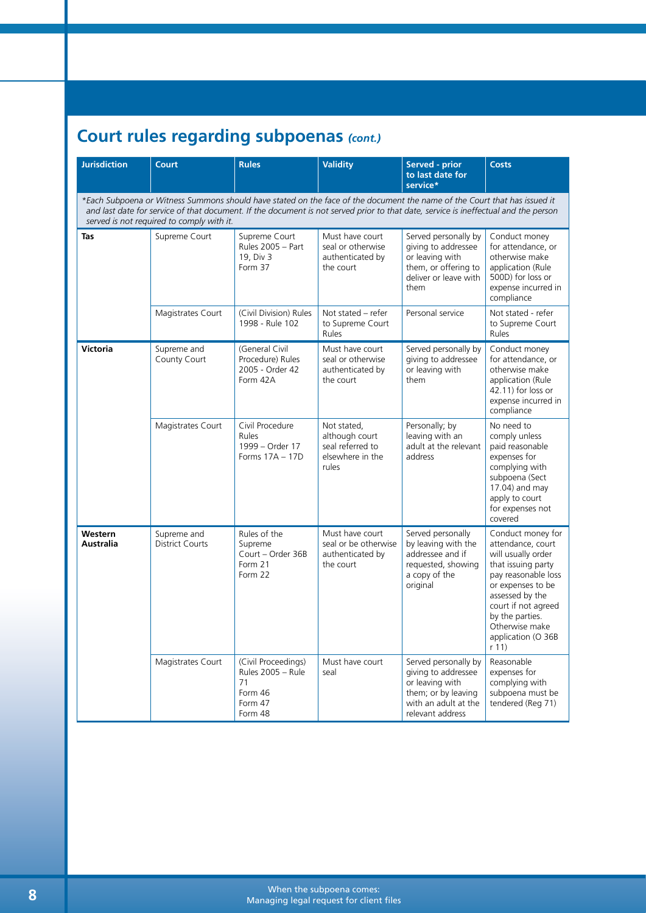## Court rules regarding subpoenas *(cont.)*

| Jurisdiction | Court | Rules | Validity | Served - prior to last date for service* | Costs |
|---|---|---|---|---|---|
| *\*Each Subpoena or Witness Summons should have stated on the face of the document the name of the Court that has issued it and last date for service of that document. If the document is not served prior to that date, service is ineffectual and the person served is not required to comply with it.* | | | | | |
| **Tas** | Supreme Court | Supreme Court Rules 2005 – Part 19, Div 3 Form 37 | Must have court seal or otherwise authenticated by the court | Served personally by giving to addressee or leaving with them, or offering to deliver or leave with them | Conduct money for attendance, or otherwise make application (Rule 500D) for loss or expense incurred in compliance |
| | Magistrates Court | (Civil Division) Rules 1998 - Rule 102 | Not stated – refer to Supreme Court Rules | Personal service | Not stated - refer to Supreme Court Rules |
| **Victoria** | Supreme and County Court | (General Civil Procedure) Rules 2005 - Order 42 Form 42A | Must have court seal or otherwise authenticated by the court | Served personally by giving to addressee or leaving with them | Conduct money for attendance, or otherwise make application (Rule 42.11) for loss or expense incurred in compliance |
| | Magistrates Court | Civil Procedure Rules 1999 – Order 17 Forms 17A – 17D | Not stated, although court seal referred to elsewhere in the rules | Personally; by leaving with an adult at the relevant address | No need to comply unless paid reasonable expenses for complying with subpoena (Sect 17.04) and may apply to court for expenses not covered |
| **Western Australia** | Supreme and District Courts | Rules of the Supreme Court – Order 36B Form 21 Form 22 | Must have court seal or be otherwise authenticated by the court | Served personally by leaving with the addressee and if requested, showing a copy of the original | Conduct money for attendance, court will usually order that issuing party pay reasonable loss or expenses to be assessed by the court if not agreed by the parties. Otherwise make application (O 36B r 11) |
| | Magistrates Court | (Civil Proceedings) Rules 2005 – Rule 71 Form 46 Form 47 Form 48 | Must have court seal | Served personally by giving to addressee or leaving with them; or by leaving with an adult at the relevant address | Reasonable expenses for complying with subpoena must be tendered (Reg 71) |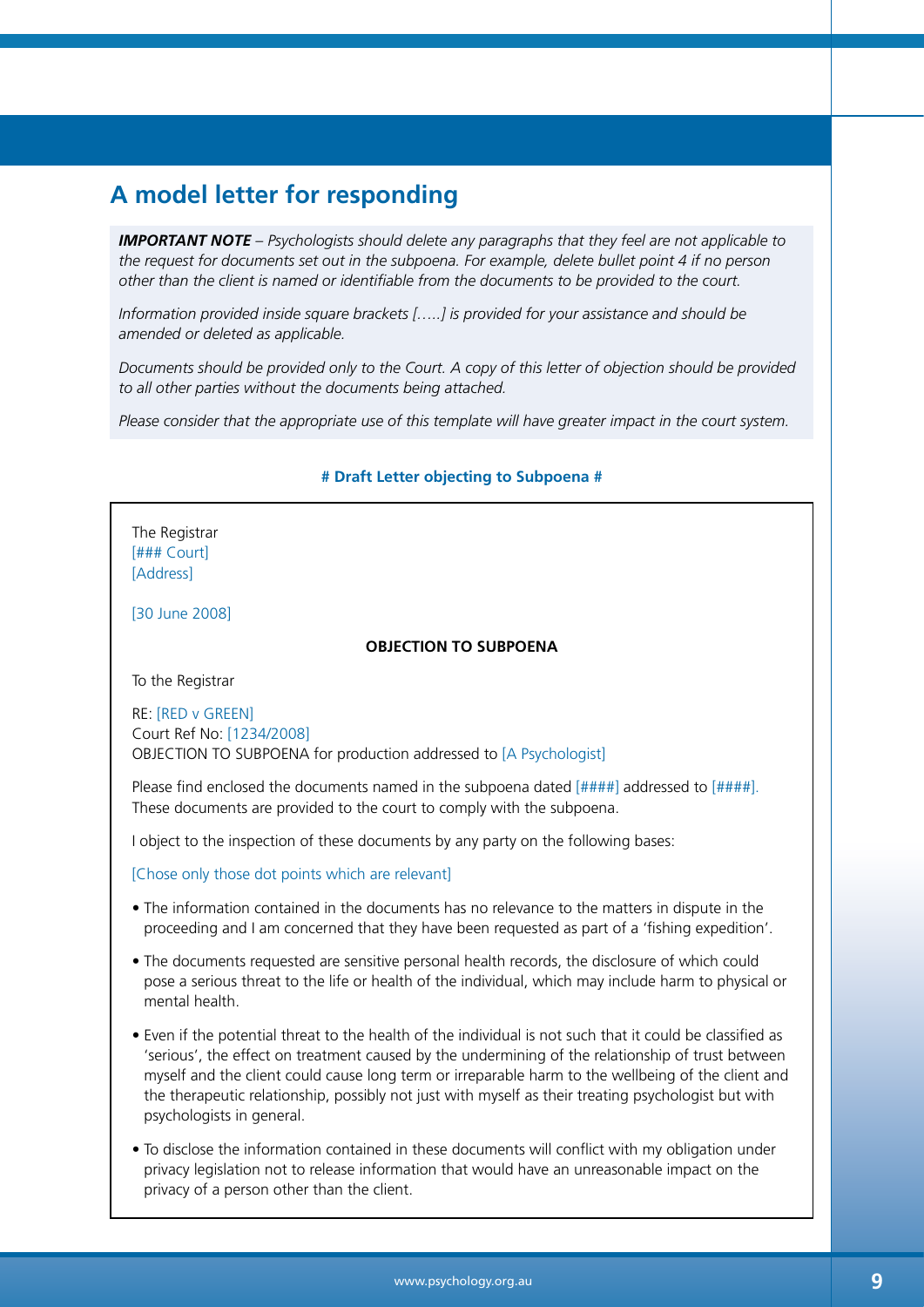## A model letter for responding

***IMPORTANT NOTE*** *– Psychologists should delete any paragraphs that they feel are not applicable to the request for documents set out in the subpoena. For example, delete bullet point 4 if no person other than the client is named or identifiable from the documents to be provided to the court.*

*Information provided inside square brackets [.....] is provided for your assistance and should be amended or deleted as applicable.*

*Documents should be provided only to the Court. A copy of this letter of objection should be provided to all other parties without the documents being attached.*

*Please consider that the appropriate use of this template will have greater impact in the court system.*

**# Draft Letter objecting to Subpoena #**

The Registrar
[### Court]
[Address]

[30 June 2008]

**OBJECTION TO SUBPOENA**

To the Registrar

RE: [RED v GREEN]
Court Ref No: [1234/2008]
OBJECTION TO SUBPOENA for production addressed to [A Psychologist]

Please find enclosed the documents named in the subpoena dated [####] addressed to [####]. These documents are provided to the court to comply with the subpoena.

I object to the inspection of these documents by any party on the following bases:

[Chose only those dot points which are relevant]

- The information contained in the documents has no relevance to the matters in dispute in the proceeding and I am concerned that they have been requested as part of a 'fishing expedition'.
- The documents requested are sensitive personal health records, the disclosure of which could pose a serious threat to the life or health of the individual, which may include harm to physical or mental health.
- Even if the potential threat to the health of the individual is not such that it could be classified as 'serious', the effect on treatment caused by the undermining of the relationship of trust between myself and the client could cause long term or irreparable harm to the wellbeing of the client and the therapeutic relationship, possibly not just with myself as their treating psychologist but with psychologists in general.
- To disclose the information contained in these documents will conflict with my obligation under privacy legislation not to release information that would have an unreasonable impact on the privacy of a person other than the client.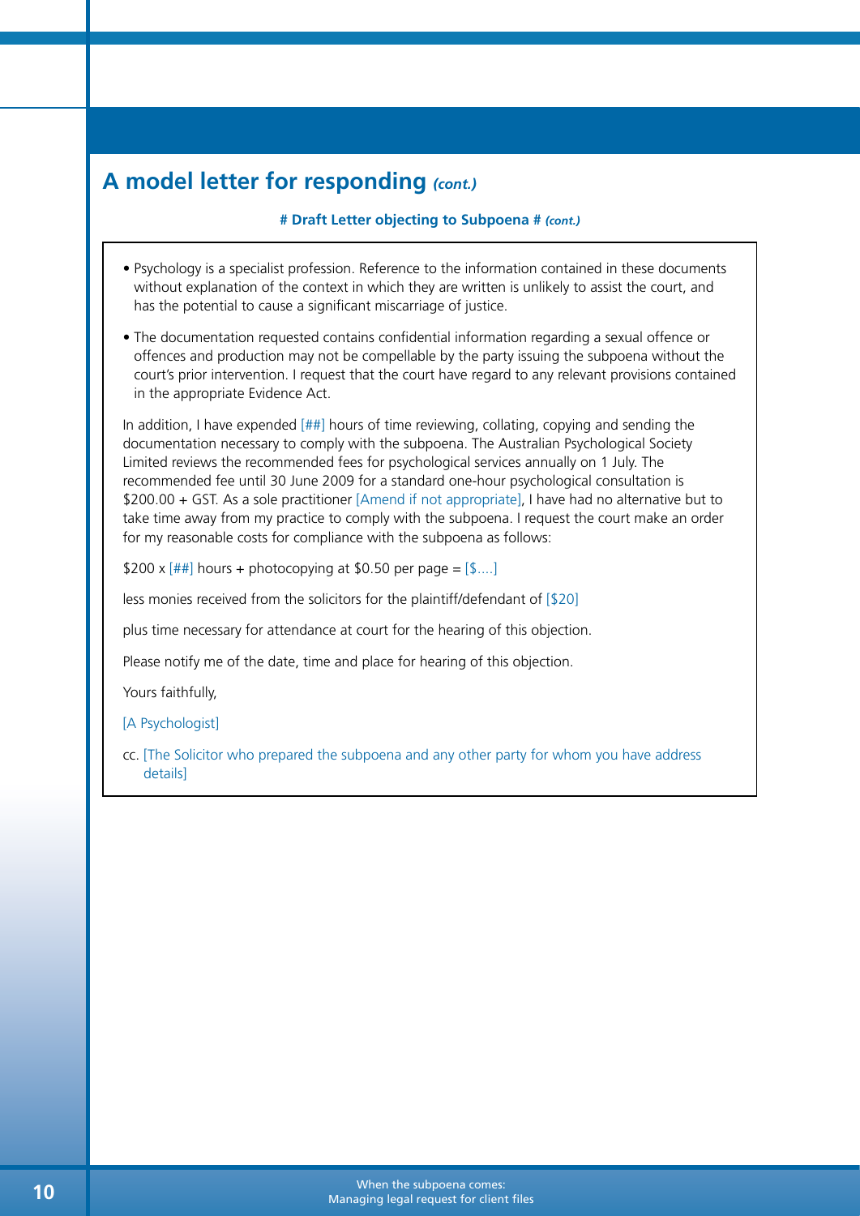## A model letter for responding *(cont.)*

**# Draft Letter objecting to Subpoena #** ***(cont.)***

- Psychology is a specialist profession. Reference to the information contained in these documents without explanation of the context in which they are written is unlikely to assist the court, and has the potential to cause a significant miscarriage of justice.
- The documentation requested contains confidential information regarding a sexual offence or offences and production may not be compellable by the party issuing the subpoena without the court's prior intervention. I request that the court have regard to any relevant provisions contained in the appropriate Evidence Act.

In addition, I have expended [##] hours of time reviewing, collating, copying and sending the documentation necessary to comply with the subpoena. The Australian Psychological Society Limited reviews the recommended fees for psychological services annually on 1 July. The recommended fee until 30 June 2009 for a standard one-hour psychological consultation is $200.00 + GST. As a sole practitioner [Amend if not appropriate], I have had no alternative but to take time away from my practice to comply with the subpoena. I request the court make an order for my reasonable costs for compliance with the subpoena as follows:

$200 x [##] hours + photocopying at $0.50 per page = [$....]

less monies received from the solicitors for the plaintiff/defendant of [$20]

plus time necessary for attendance at court for the hearing of this objection.

Please notify me of the date, time and place for hearing of this objection.

Yours faithfully,

[A Psychologist]

cc. [The Solicitor who prepared the subpoena and any other party for whom you have address details]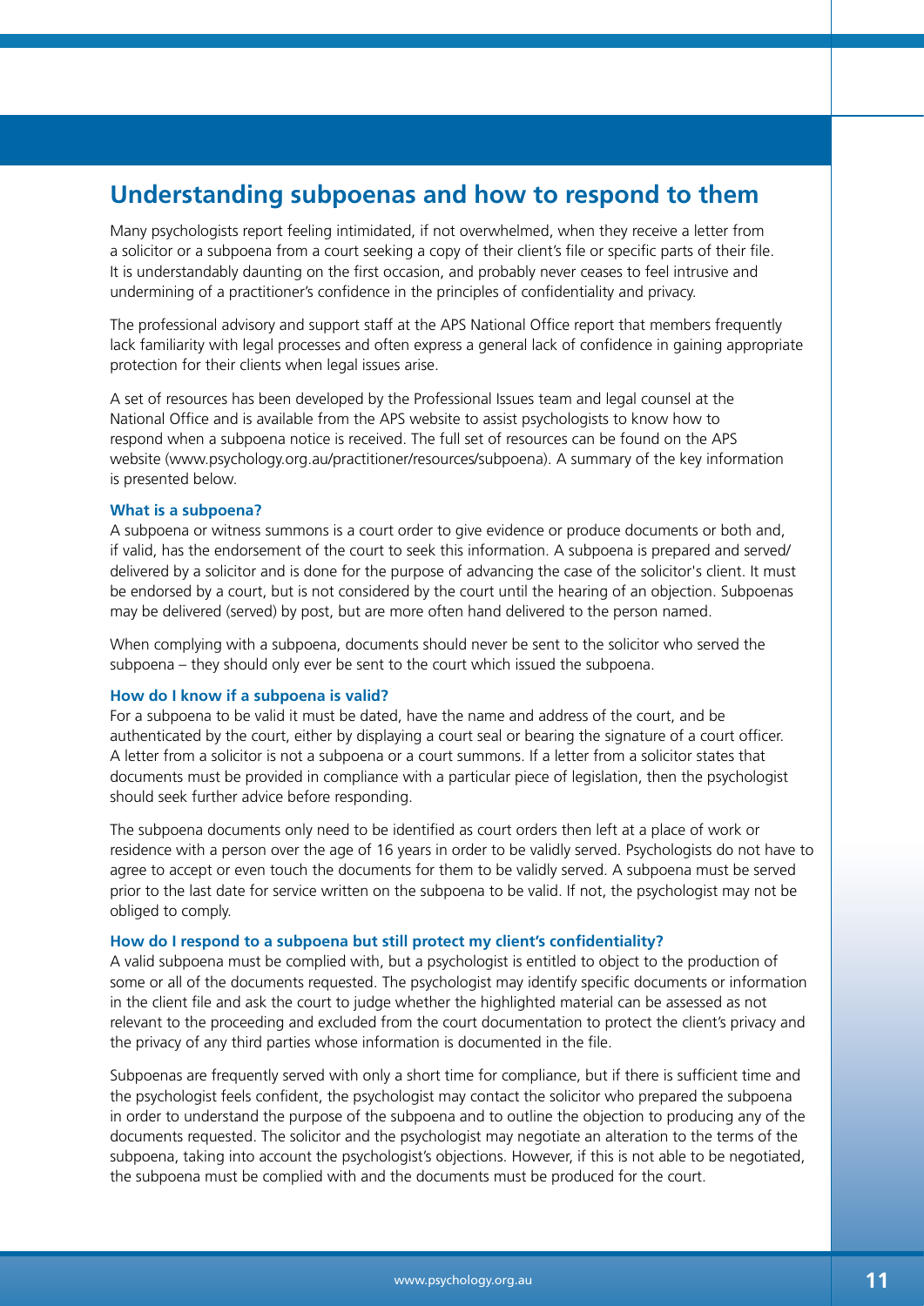## Understanding subpoenas and how to respond to them

Many psychologists report feeling intimidated, if not overwhelmed, when they receive a letter from a solicitor or a subpoena from a court seeking a copy of their client's file or specific parts of their file. It is understandably daunting on the first occasion, and probably never ceases to feel intrusive and undermining of a practitioner's confidence in the principles of confidentiality and privacy.

The professional advisory and support staff at the APS National Office report that members frequently lack familiarity with legal processes and often express a general lack of confidence in gaining appropriate protection for their clients when legal issues arise.

A set of resources has been developed by the Professional Issues team and legal counsel at the National Office and is available from the APS website to assist psychologists to know how to respond when a subpoena notice is received. The full set of resources can be found on the APS website (www.psychology.org.au/practitioner/resources/subpoena). A summary of the key information is presented below.

### What is a subpoena?

A subpoena or witness summons is a court order to give evidence or produce documents or both and, if valid, has the endorsement of the court to seek this information. A subpoena is prepared and served/ delivered by a solicitor and is done for the purpose of advancing the case of the solicitor's client. It must be endorsed by a court, but is not considered by the court until the hearing of an objection. Subpoenas may be delivered (served) by post, but are more often hand delivered to the person named.

When complying with a subpoena, documents should never be sent to the solicitor who served the subpoena – they should only ever be sent to the court which issued the subpoena.

### How do I know if a subpoena is valid?

For a subpoena to be valid it must be dated, have the name and address of the court, and be authenticated by the court, either by displaying a court seal or bearing the signature of a court officer. A letter from a solicitor is not a subpoena or a court summons. If a letter from a solicitor states that documents must be provided in compliance with a particular piece of legislation, then the psychologist should seek further advice before responding.

The subpoena documents only need to be identified as court orders then left at a place of work or residence with a person over the age of 16 years in order to be validly served. Psychologists do not have to agree to accept or even touch the documents for them to be validly served. A subpoena must be served prior to the last date for service written on the subpoena to be valid. If not, the psychologist may not be obliged to comply.

### How do I respond to a subpoena but still protect my client's confidentiality?

A valid subpoena must be complied with, but a psychologist is entitled to object to the production of some or all of the documents requested. The psychologist may identify specific documents or information in the client file and ask the court to judge whether the highlighted material can be assessed as not relevant to the proceeding and excluded from the court documentation to protect the client's privacy and the privacy of any third parties whose information is documented in the file.

Subpoenas are frequently served with only a short time for compliance, but if there is sufficient time and the psychologist feels confident, the psychologist may contact the solicitor who prepared the subpoena in order to understand the purpose of the subpoena and to outline the objection to producing any of the documents requested. The solicitor and the psychologist may negotiate an alteration to the terms of the subpoena, taking into account the psychologist's objections. However, if this is not able to be negotiated, the subpoena must be complied with and the documents must be produced for the court.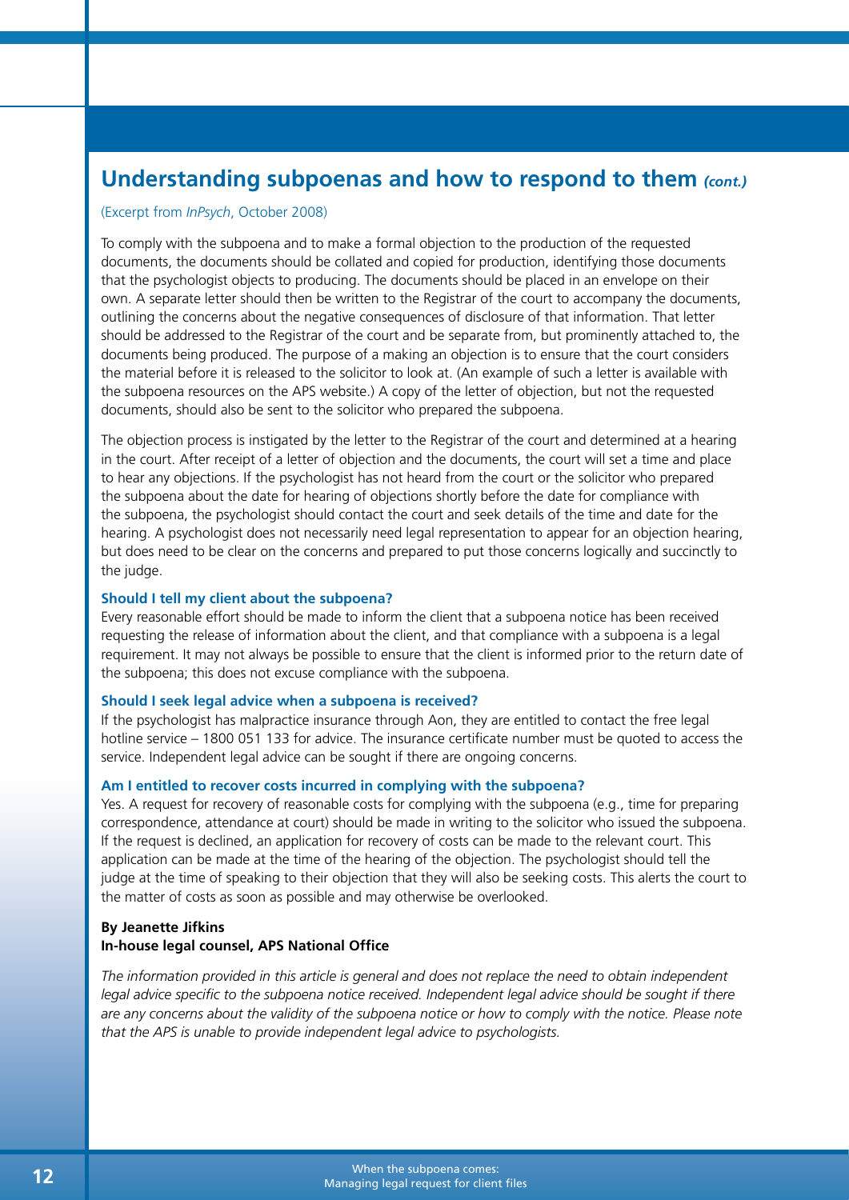## Understanding subpoenas and how to respond to them *(cont.)*

(Excerpt from *InPsych*, October 2008)

To comply with the subpoena and to make a formal objection to the production of the requested documents, the documents should be collated and copied for production, identifying those documents that the psychologist objects to producing. The documents should be placed in an envelope on their own. A separate letter should then be written to the Registrar of the court to accompany the documents, outlining the concerns about the negative consequences of disclosure of that information. That letter should be addressed to the Registrar of the court and be separate from, but prominently attached to, the documents being produced. The purpose of a making an objection is to ensure that the court considers the material before it is released to the solicitor to look at. (An example of such a letter is available with the subpoena resources on the APS website.) A copy of the letter of objection, but not the requested documents, should also be sent to the solicitor who prepared the subpoena.

The objection process is instigated by the letter to the Registrar of the court and determined at a hearing in the court. After receipt of a letter of objection and the documents, the court will set a time and place to hear any objections. If the psychologist has not heard from the court or the solicitor who prepared the subpoena about the date for hearing of objections shortly before the date for compliance with the subpoena, the psychologist should contact the court and seek details of the time and date for the hearing. A psychologist does not necessarily need legal representation to appear for an objection hearing, but does need to be clear on the concerns and prepared to put those concerns logically and succinctly to the judge.

### Should I tell my client about the subpoena?

Every reasonable effort should be made to inform the client that a subpoena notice has been received requesting the release of information about the client, and that compliance with a subpoena is a legal requirement. It may not always be possible to ensure that the client is informed prior to the return date of the subpoena; this does not excuse compliance with the subpoena.

### Should I seek legal advice when a subpoena is received?

If the psychologist has malpractice insurance through Aon, they are entitled to contact the free legal hotline service – 1800 051 133 for advice. The insurance certificate number must be quoted to access the service. Independent legal advice can be sought if there are ongoing concerns.

### Am I entitled to recover costs incurred in complying with the subpoena?

Yes. A request for recovery of reasonable costs for complying with the subpoena (e.g., time for preparing correspondence, attendance at court) should be made in writing to the solicitor who issued the subpoena. If the request is declined, an application for recovery of costs can be made to the relevant court. This application can be made at the time of the hearing of the objection. The psychologist should tell the judge at the time of speaking to their objection that they will also be seeking costs. This alerts the court to the matter of costs as soon as possible and may otherwise be overlooked.

**By Jeanette Jifkins**
**In-house legal counsel, APS National Office**

*The information provided in this article is general and does not replace the need to obtain independent legal advice specific to the subpoena notice received. Independent legal advice should be sought if there are any concerns about the validity of the subpoena notice or how to comply with the notice. Please note that the APS is unable to provide independent legal advice to psychologists.*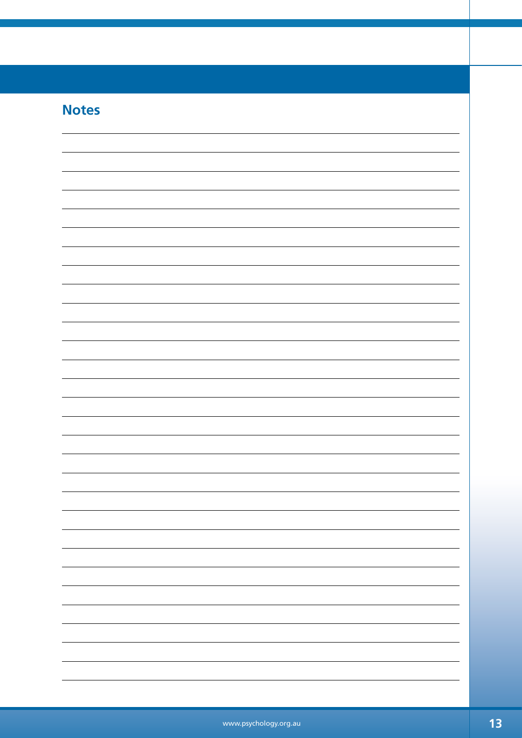## Notes